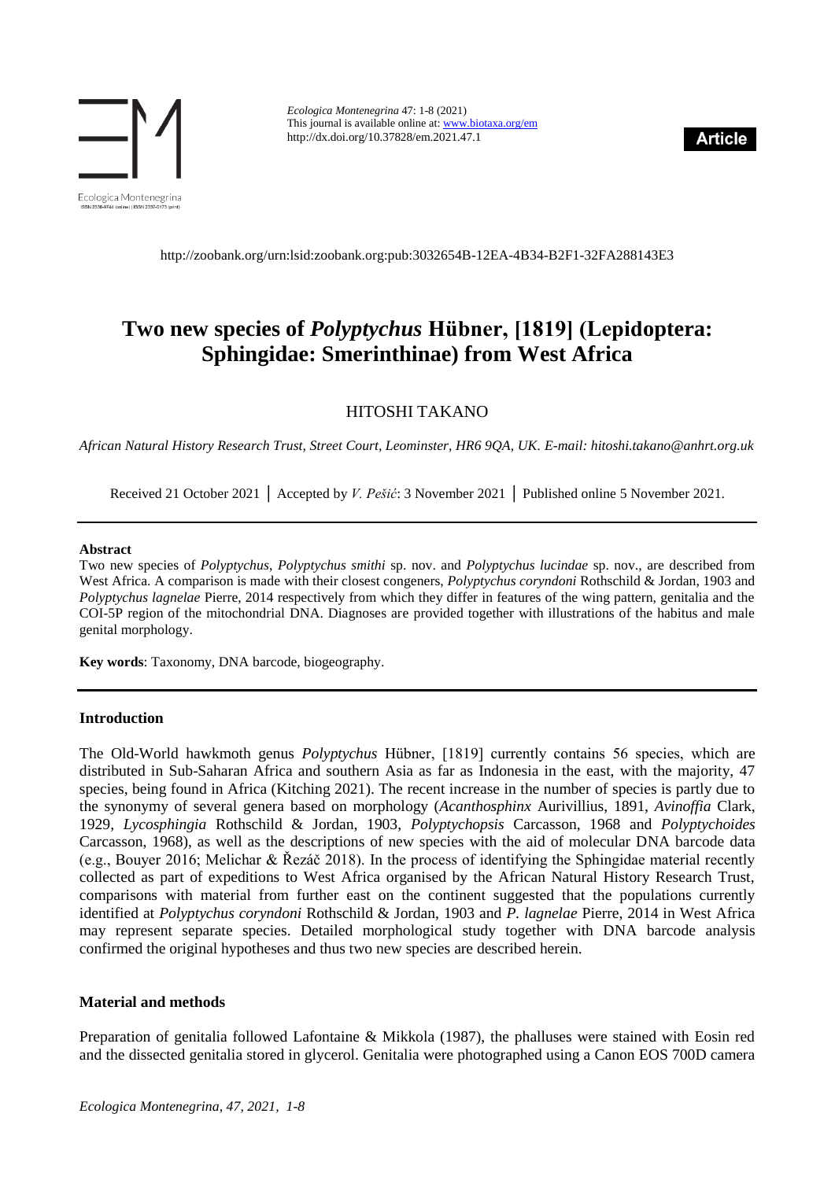Ecologica Montenegrina 47: 1-8 (2021)
This journal is available online at: www.biotaxa.org/em
http://dx.doi.org/10.37828/em.2021.47.1

**Article**

http://zoobank.org/urn:lsid:zoobank.org:pub:3032654B-12EA-4B34-B2F1-32FA288143E3

# Two new species of *Polyptychus* Hübner, [1819] (Lepidoptera: Sphingidae: Smerinthinae) from West Africa

HITOSHI TAKANO

*African Natural History Research Trust, Street Court, Leominster, HR6 9QA, UK. E-mail: hitoshi.takano@anhrt.org.uk*

Received 21 October 2021 │ Accepted by *V. Pešić*: 3 November 2021 │ Published online 5 November 2021.

---

**Abstract**

Two new species of *Polyptychus*, *Polyptychus smithi* sp. nov. and *Polyptychus lucindae* sp. nov., are described from West Africa. A comparison is made with their closest congeners, *Polyptychus coryndoni* Rothschild & Jordan, 1903 and *Polyptychus lagnelae* Pierre, 2014 respectively from which they differ in features of the wing pattern, genitalia and the COI-5P region of the mitochondrial DNA. Diagnoses are provided together with illustrations of the habitus and male genital morphology.

**Key words**: Taxonomy, DNA barcode, biogeography.

---

## Introduction

The Old-World hawkmoth genus *Polyptychus* Hübner, [1819] currently contains 56 species, which are distributed in Sub-Saharan Africa and southern Asia as far as Indonesia in the east, with the majority, 47 species, being found in Africa (Kitching 2021). The recent increase in the number of species is partly due to the synonymy of several genera based on morphology (*Acanthosphinx* Aurivillius, 1891, *Avinoffia* Clark, 1929, *Lycosphingia* Rothschild & Jordan, 1903, *Polyptychopsis* Carcasson, 1968 and *Polyptychoides* Carcasson, 1968), as well as the descriptions of new species with the aid of molecular DNA barcode data (e.g., Bouyer 2016; Melichar & Řezáč 2018). In the process of identifying the Sphingidae material recently collected as part of expeditions to West Africa organised by the African Natural History Research Trust, comparisons with material from further east on the continent suggested that the populations currently identified at *Polyptychus coryndoni* Rothschild & Jordan, 1903 and *P. lagnelae* Pierre, 2014 in West Africa may represent separate species. Detailed morphological study together with DNA barcode analysis confirmed the original hypotheses and thus two new species are described herein.

## Material and methods

Preparation of genitalia followed Lafontaine & Mikkola (1987), the phalluses were stained with Eosin red and the dissected genitalia stored in glycerol. Genitalia were photographed using a Canon EOS 700D camera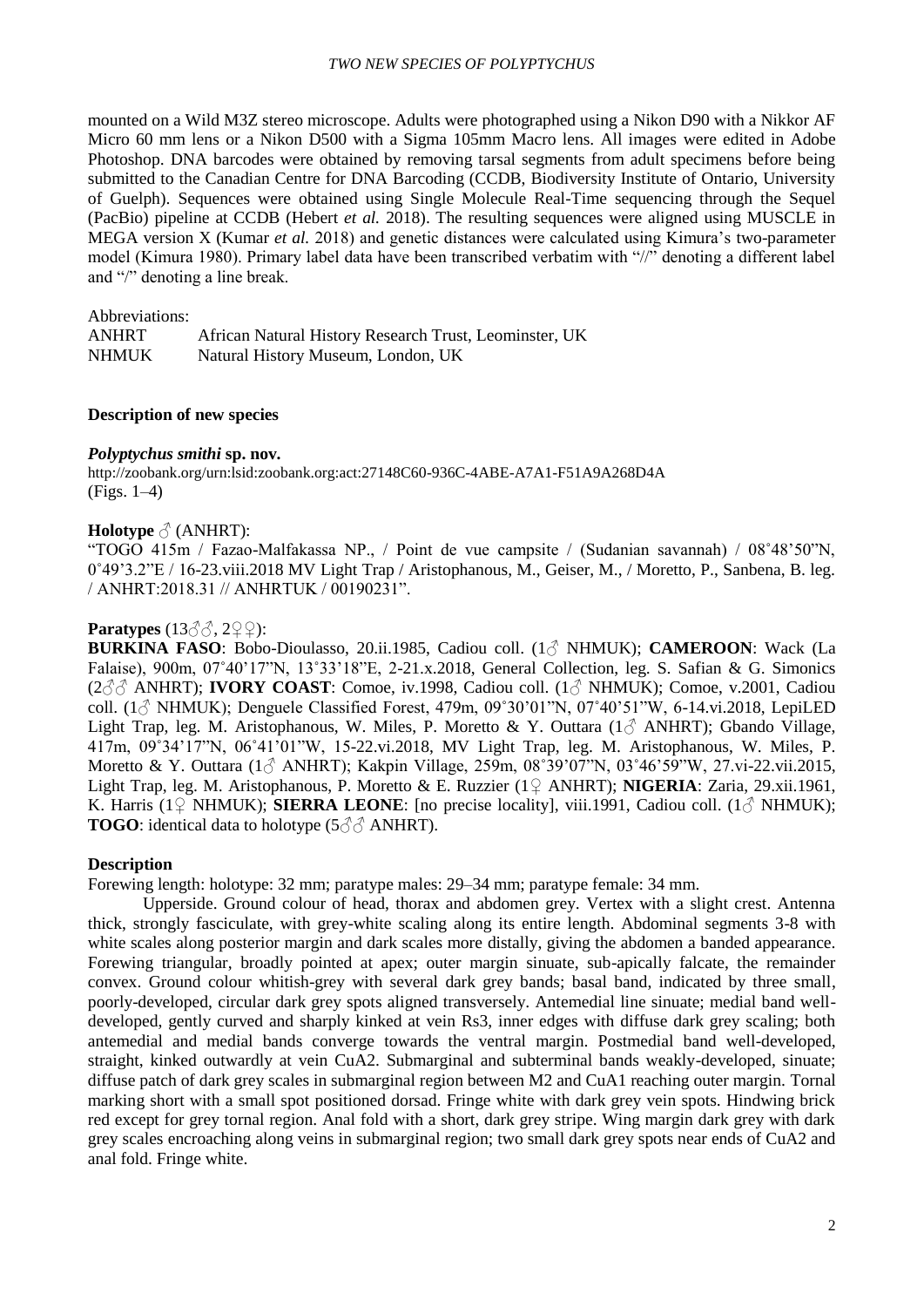mounted on a Wild M3Z stereo microscope. Adults were photographed using a Nikon D90 with a Nikkor AF Micro 60 mm lens or a Nikon D500 with a Sigma 105mm Macro lens. All images were edited in Adobe Photoshop. DNA barcodes were obtained by removing tarsal segments from adult specimens before being submitted to the Canadian Centre for DNA Barcoding (CCDB, Biodiversity Institute of Ontario, University of Guelph). Sequences were obtained using Single Molecule Real-Time sequencing through the Sequel (PacBio) pipeline at CCDB (Hebert *et al.* 2018). The resulting sequences were aligned using MUSCLE in MEGA version X (Kumar *et al.* 2018) and genetic distances were calculated using Kimura's two-parameter model (Kimura 1980). Primary label data have been transcribed verbatim with "//" denoting a different label and "/" denoting a line break.

Abbreviations:

ANHRT African Natural History Research Trust, Leominster, UK
NHMUK Natural History Museum, London, UK

## Description of new species

### *Polyptychus smithi* sp. nov.

http://zoobank.org/urn:lsid:zoobank.org:act:27148C60-936C-4ABE-A7A1-F51A9A268D4A
(Figs. 1–4)

**Holotype** ♂ (ANHRT):
"TOGO 415m / Fazao-Malfakassa NP., / Point de vue campsite / (Sudanian savannah) / 08˚48'50"N, 0˚49'3.2"E / 16-23.viii.2018 MV Light Trap / Aristophanous, M., Geiser, M., / Moretto, P., Sanbena, B. leg. / ANHRT:2018.31 // ANHRTUK / 00190231".

**Paratypes** (13♂♂, 2♀♀):
**BURKINA FASO**: Bobo-Dioulasso, 20.ii.1985, Cadiou coll. (1♂ NHMUK); **CAMEROON**: Wack (La Falaise), 900m, 07˚40'17"N, 13˚33'18"E, 2-21.x.2018, General Collection, leg. S. Safian & G. Simonics (2♂♂ ANHRT); **IVORY COAST**: Comoe, iv.1998, Cadiou coll. (1♂ NHMUK); Comoe, v.2001, Cadiou coll. (1♂ NHMUK); Denguele Classified Forest, 479m, 09˚30'01"N, 07˚40'51"W, 6-14.vi.2018, LepiLED Light Trap, leg. M. Aristophanous, W. Miles, P. Moretto & Y. Outtara (1♂ ANHRT); Gbando Village, 417m, 09˚34'17"N, 06˚41'01"W, 15-22.vi.2018, MV Light Trap, leg. M. Aristophanous, W. Miles, P. Moretto & Y. Outtara (1♂ ANHRT); Kakpin Village, 259m, 08˚39'07"N, 03˚46'59"W, 27.vi-22.vii.2015, Light Trap, leg. M. Aristophanous, P. Moretto & E. Ruzzier (1♀ ANHRT); **NIGERIA**: Zaria, 29.xii.1961, K. Harris (1♀ NHMUK); **SIERRA LEONE**: [no precise locality], viii.1991, Cadiou coll. (1♂ NHMUK); **TOGO**: identical data to holotype (5♂♂ ANHRT).

### Description

Forewing length: holotype: 32 mm; paratype males: 29–34 mm; paratype female: 34 mm.

Upperside. Ground colour of head, thorax and abdomen grey. Vertex with a slight crest. Antenna thick, strongly fasciculate, with grey-white scaling along its entire length. Abdominal segments 3-8 with white scales along posterior margin and dark scales more distally, giving the abdomen a banded appearance. Forewing triangular, broadly pointed at apex; outer margin sinuate, sub-apically falcate, the remainder convex. Ground colour whitish-grey with several dark grey bands; basal band, indicated by three small, poorly-developed, circular dark grey spots aligned transversely. Antemedial line sinuate; medial band well-developed, gently curved and sharply kinked at vein Rs3, inner edges with diffuse dark grey scaling; both antemedial and medial bands converge towards the ventral margin. Postmedial band well-developed, straight, kinked outwardly at vein CuA2. Submarginal and subterminal bands weakly-developed, sinuate; diffuse patch of dark grey scales in submarginal region between M2 and CuA1 reaching outer margin. Tornal marking short with a small spot positioned dorsad. Fringe white with dark grey vein spots. Hindwing brick red except for grey tornal region. Anal fold with a short, dark grey stripe. Wing margin dark grey with dark grey scales encroaching along veins in submarginal region; two small dark grey spots near ends of CuA2 and anal fold. Fringe white.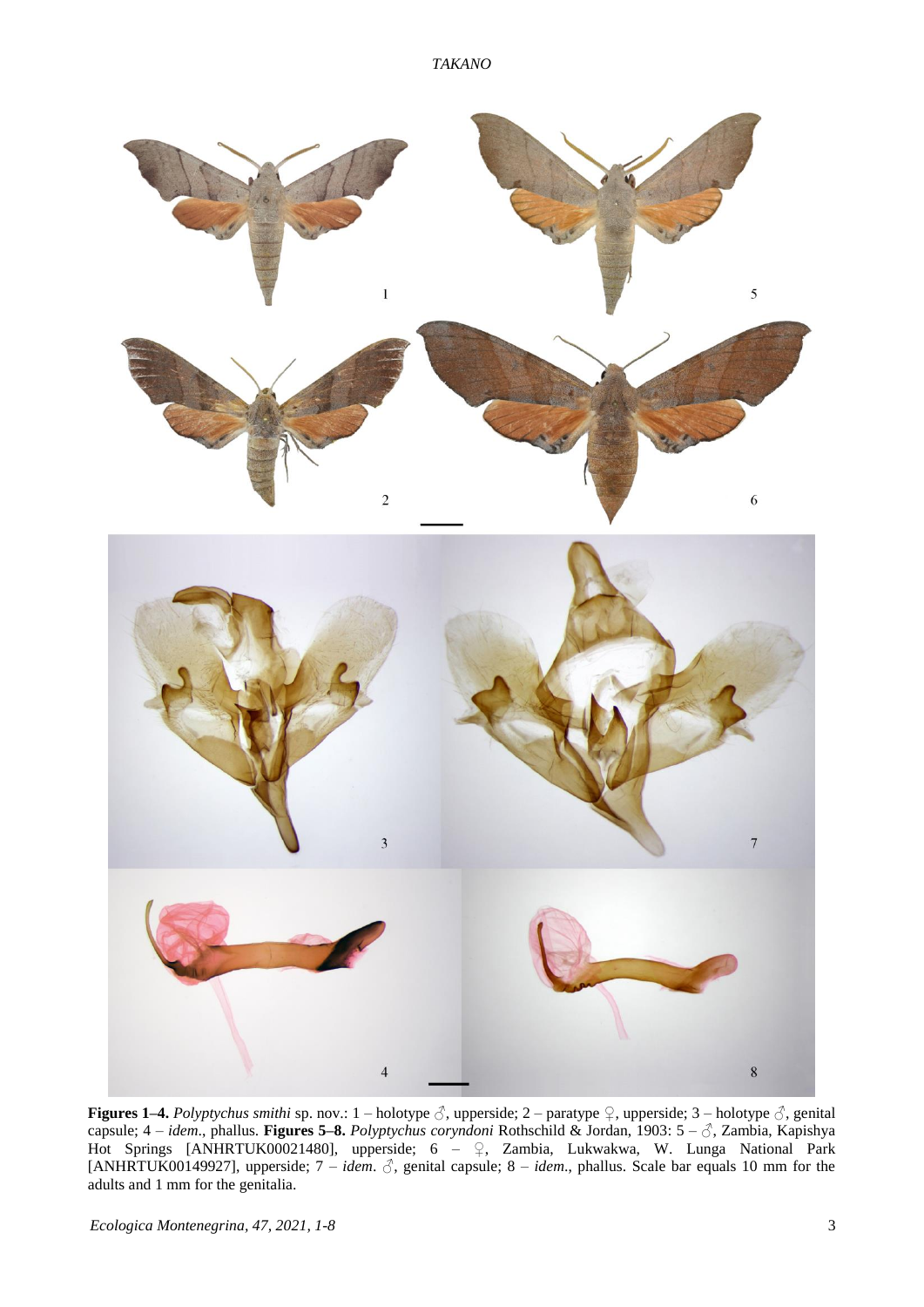1

5

2

6

3

7

4

8

**Figures 1–4.** *Polyptychus smithi* sp. nov.: 1 – holotype ♂, upperside; 2 – paratype ♀, upperside; 3 – holotype ♂, genital capsule; 4 – *idem*., phallus. **Figures 5–8.** *Polyptychus coryndoni* Rothschild & Jordan, 1903: 5 – ♂, Zambia, Kapishya Hot Springs [ANHRTUK00021480], upperside; 6 – ♀, Zambia, Lukwakwa, W. Lunga National Park [ANHRTUK00149927], upperside; 7 – *idem*. ♂, genital capsule; 8 – *idem*., phallus. Scale bar equals 10 mm for the adults and 1 mm for the genitalia.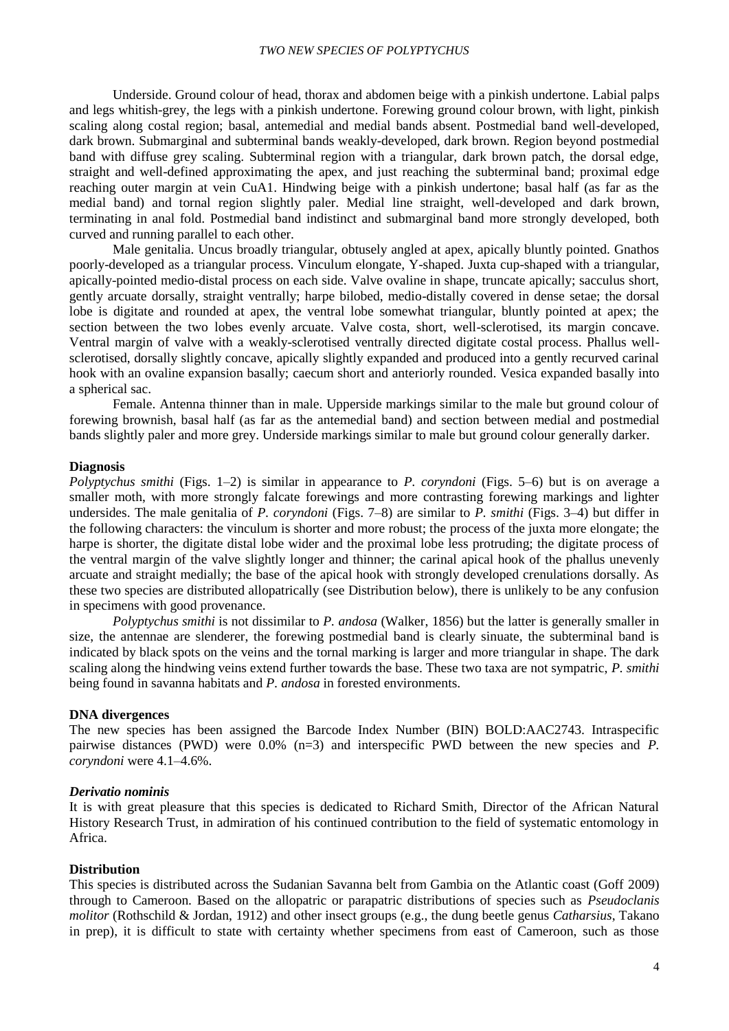Underside. Ground colour of head, thorax and abdomen beige with a pinkish undertone. Labial palps and legs whitish-grey, the legs with a pinkish undertone. Forewing ground colour brown, with light, pinkish scaling along costal region; basal, antemedial and medial bands absent. Postmedial band well-developed, dark brown. Submarginal and subterminal bands weakly-developed, dark brown. Region beyond postmedial band with diffuse grey scaling. Subterminal region with a triangular, dark brown patch, the dorsal edge, straight and well-defined approximating the apex, and just reaching the subterminal band; proximal edge reaching outer margin at vein CuA1. Hindwing beige with a pinkish undertone; basal half (as far as the medial band) and tornal region slightly paler. Medial line straight, well-developed and dark brown, terminating in anal fold. Postmedial band indistinct and submarginal band more strongly developed, both curved and running parallel to each other.

Male genitalia. Uncus broadly triangular, obtusely angled at apex, apically bluntly pointed. Gnathos poorly-developed as a triangular process. Vinculum elongate, Y-shaped. Juxta cup-shaped with a triangular, apically-pointed medio-distal process on each side. Valve ovaline in shape, truncate apically; sacculus short, gently arcuate dorsally, straight ventrally; harpe bilobed, medio-distally covered in dense setae; the dorsal lobe is digitate and rounded at apex, the ventral lobe somewhat triangular, bluntly pointed at apex; the section between the two lobes evenly arcuate. Valve costa, short, well-sclerotised, its margin concave. Ventral margin of valve with a weakly-sclerotised ventrally directed digitate costal process. Phallus well-sclerotised, dorsally slightly concave, apically slightly expanded and produced into a gently recurved carinal hook with an ovaline expansion basally; caecum short and anteriorly rounded. Vesica expanded basally into a spherical sac.

Female. Antenna thinner than in male. Upperside markings similar to the male but ground colour of forewing brownish, basal half (as far as the antemedial band) and section between medial and postmedial bands slightly paler and more grey. Underside markings similar to male but ground colour generally darker.

### Diagnosis

*Polyptychus smithi* (Figs. 1–2) is similar in appearance to *P. coryndoni* (Figs. 5–6) but is on average a smaller moth, with more strongly falcate forewings and more contrasting forewing markings and lighter undersides. The male genitalia of *P. coryndoni* (Figs. 7–8) are similar to *P. smithi* (Figs. 3–4) but differ in the following characters: the vinculum is shorter and more robust; the process of the juxta more elongate; the harpe is shorter, the digitate distal lobe wider and the proximal lobe less protruding; the digitate process of the ventral margin of the valve slightly longer and thinner; the carinal apical hook of the phallus unevenly arcuate and straight medially; the base of the apical hook with strongly developed crenulations dorsally. As these two species are distributed allopatrically (see Distribution below), there is unlikely to be any confusion in specimens with good provenance.

*Polyptychus smithi* is not dissimilar to *P. andosa* (Walker, 1856) but the latter is generally smaller in size, the antennae are slenderer, the forewing postmedial band is clearly sinuate, the subterminal band is indicated by black spots on the veins and the tornal marking is larger and more triangular in shape. The dark scaling along the hindwing veins extend further towards the base. These two taxa are not sympatric, *P. smithi* being found in savanna habitats and *P. andosa* in forested environments.

### DNA divergences

The new species has been assigned the Barcode Index Number (BIN) BOLD:AAC2743. Intraspecific pairwise distances (PWD) were 0.0% (n=3) and interspecific PWD between the new species and *P. coryndoni* were 4.1–4.6%.

### *Derivatio nominis*

It is with great pleasure that this species is dedicated to Richard Smith, Director of the African Natural History Research Trust, in admiration of his continued contribution to the field of systematic entomology in Africa.

### Distribution

This species is distributed across the Sudanian Savanna belt from Gambia on the Atlantic coast (Goff 2009) through to Cameroon. Based on the allopatric or parapatric distributions of species such as *Pseudoclanis molitor* (Rothschild & Jordan, 1912) and other insect groups (e.g., the dung beetle genus *Catharsius*, Takano in prep), it is difficult to state with certainty whether specimens from east of Cameroon, such as those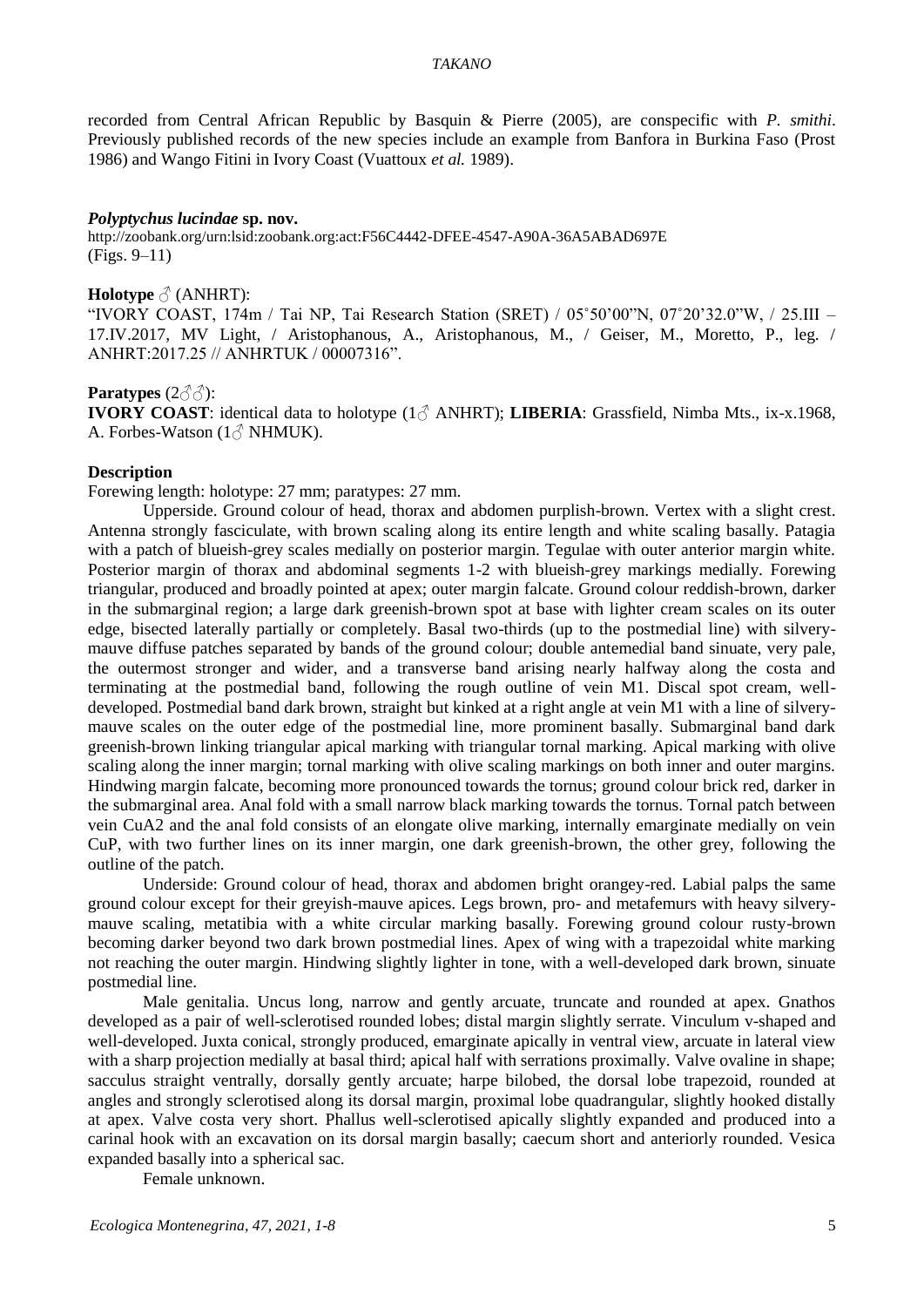recorded from Central African Republic by Basquin & Pierre (2005), are conspecific with *P. smithi*. Previously published records of the new species include an example from Banfora in Burkina Faso (Prost 1986) and Wango Fitini in Ivory Coast (Vuattoux *et al.* 1989).

### *Polyptychus lucindae* sp. nov.

http://zoobank.org/urn:lsid:zoobank.org:act:F56C4442-DFEE-4547-A90A-36A5ABAD697E
(Figs. 9–11)

**Holotype** ♂ (ANHRT):
"IVORY COAST, 174m / Tai NP, Tai Research Station (SRET) / 05˚50'00"N, 07˚20'32.0"W, / 25.III – 17.IV.2017, MV Light, / Aristophanous, A., Aristophanous, M., / Geiser, M., Moretto, P., leg. / ANHRT:2017.25 // ANHRTUK / 00007316".

**Paratypes** (2♂♂):
**IVORY COAST**: identical data to holotype (1♂ ANHRT); **LIBERIA**: Grassfield, Nimba Mts., ix-x.1968, A. Forbes-Watson (1♂ NHMUK).

#### Description

Forewing length: holotype: 27 mm; paratypes: 27 mm.

Upperside. Ground colour of head, thorax and abdomen purplish-brown. Vertex with a slight crest. Antenna strongly fasciculate, with brown scaling along its entire length and white scaling basally. Patagia with a patch of blueish-grey scales medially on posterior margin. Tegulae with outer anterior margin white. Posterior margin of thorax and abdominal segments 1-2 with blueish-grey markings medially. Forewing triangular, produced and broadly pointed at apex; outer margin falcate. Ground colour reddish-brown, darker in the submarginal region; a large dark greenish-brown spot at base with lighter cream scales on its outer edge, bisected laterally partially or completely. Basal two-thirds (up to the postmedial line) with silvery-mauve diffuse patches separated by bands of the ground colour; double antemedial band sinuate, very pale, the outermost stronger and wider, and a transverse band arising nearly halfway along the costa and terminating at the postmedial band, following the rough outline of vein M1. Discal spot cream, well-developed. Postmedial band dark brown, straight but kinked at a right angle at vein M1 with a line of silvery-mauve scales on the outer edge of the postmedial line, more prominent basally. Submarginal band dark greenish-brown linking triangular apical marking with triangular tornal marking. Apical marking with olive scaling along the inner margin; tornal marking with olive scaling markings on both inner and outer margins. Hindwing margin falcate, becoming more pronounced towards the tornus; ground colour brick red, darker in the submarginal area. Anal fold with a small narrow black marking towards the tornus. Tornal patch between vein CuA2 and the anal fold consists of an elongate olive marking, internally emarginate medially on vein CuP, with two further lines on its inner margin, one dark greenish-brown, the other grey, following the outline of the patch.

Underside: Ground colour of head, thorax and abdomen bright orangey-red. Labial palps the same ground colour except for their greyish-mauve apices. Legs brown, pro- and metafemurs with heavy silvery-mauve scaling, metatibia with a white circular marking basally. Forewing ground colour rusty-brown becoming darker beyond two dark brown postmedial lines. Apex of wing with a trapezoidal white marking not reaching the outer margin. Hindwing slightly lighter in tone, with a well-developed dark brown, sinuate postmedial line.

Male genitalia. Uncus long, narrow and gently arcuate, truncate and rounded at apex. Gnathos developed as a pair of well-sclerotised rounded lobes; distal margin slightly serrate. Vinculum v-shaped and well-developed. Juxta conical, strongly produced, emarginate apically in ventral view, arcuate in lateral view with a sharp projection medially at basal third; apical half with serrations proximally. Valve ovaline in shape; sacculus straight ventrally, dorsally gently arcuate; harpe bilobed, the dorsal lobe trapezoid, rounded at angles and strongly sclerotised along its dorsal margin, proximal lobe quadrangular, slightly hooked distally at apex. Valve costa very short. Phallus well-sclerotised apically slightly expanded and produced into a carinal hook with an excavation on its dorsal margin basally; caecum short and anteriorly rounded. Vesica expanded basally into a spherical sac.

Female unknown.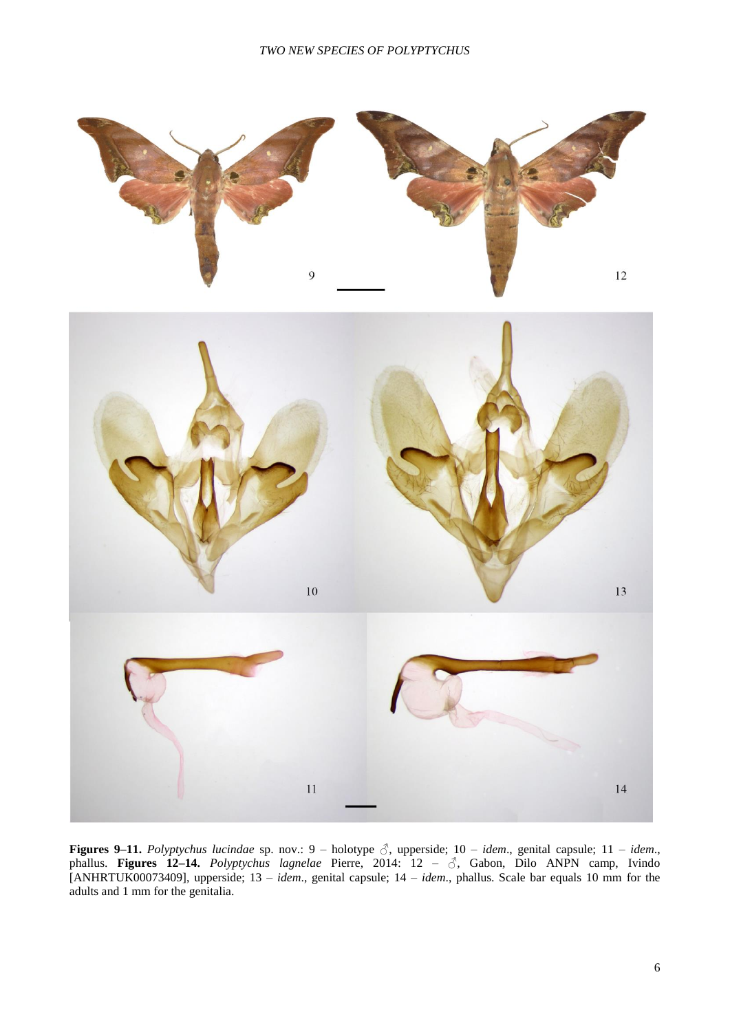9

12

10

13

11

14

**Figures 9–11.** *Polyptychus lucindae* sp. nov.: 9 – holotype ♂, upperside; 10 – *idem*., genital capsule; 11 – *idem*., phallus. **Figures 12–14.** *Polyptychus lagnelae* Pierre, 2014: 12 – ♂, Gabon, Dilo ANPN camp, Ivindo [ANHRTUK00073409], upperside; 13 – *idem*., genital capsule; 14 – *idem*., phallus. Scale bar equals 10 mm for the adults and 1 mm for the genitalia.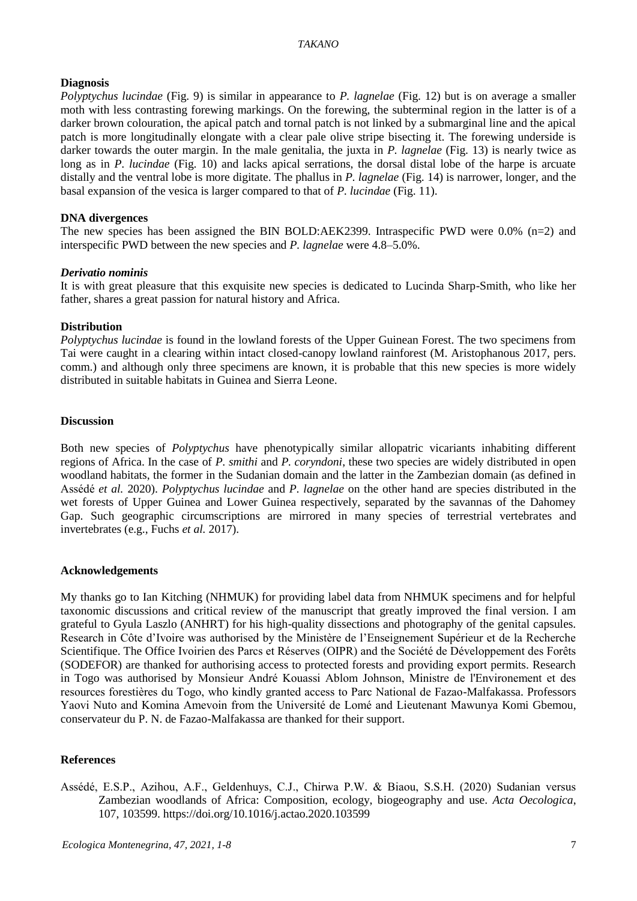### Diagnosis

*Polyptychus lucindae* (Fig. 9) is similar in appearance to *P. lagnelae* (Fig. 12) but is on average a smaller moth with less contrasting forewing markings. On the forewing, the subterminal region in the latter is of a darker brown colouration, the apical patch and tornal patch is not linked by a submarginal line and the apical patch is more longitudinally elongate with a clear pale olive stripe bisecting it. The forewing underside is darker towards the outer margin. In the male genitalia, the juxta in *P. lagnelae* (Fig. 13) is nearly twice as long as in *P. lucindae* (Fig. 10) and lacks apical serrations, the dorsal distal lobe of the harpe is arcuate distally and the ventral lobe is more digitate. The phallus in *P. lagnelae* (Fig. 14) is narrower, longer, and the basal expansion of the vesica is larger compared to that of *P. lucindae* (Fig. 11).

### DNA divergences

The new species has been assigned the BIN BOLD:AEK2399. Intraspecific PWD were 0.0% (n=2) and interspecific PWD between the new species and *P. lagnelae* were 4.8–5.0%.

### *Derivatio nominis*

It is with great pleasure that this exquisite new species is dedicated to Lucinda Sharp-Smith, who like her father, shares a great passion for natural history and Africa.

### Distribution

*Polyptychus lucindae* is found in the lowland forests of the Upper Guinean Forest. The two specimens from Tai were caught in a clearing within intact closed-canopy lowland rainforest (M. Aristophanous 2017, pers. comm.) and although only three specimens are known, it is probable that this new species is more widely distributed in suitable habitats in Guinea and Sierra Leone.

## Discussion

Both new species of *Polyptychus* have phenotypically similar allopatric vicariants inhabiting different regions of Africa. In the case of *P. smithi* and *P. coryndoni*, these two species are widely distributed in open woodland habitats, the former in the Sudanian domain and the latter in the Zambezian domain (as defined in Assédé *et al.* 2020). *Polyptychus lucindae* and *P. lagnelae* on the other hand are species distributed in the wet forests of Upper Guinea and Lower Guinea respectively, separated by the savannas of the Dahomey Gap. Such geographic circumscriptions are mirrored in many species of terrestrial vertebrates and invertebrates (e.g., Fuchs *et al.* 2017).

## Acknowledgements

My thanks go to Ian Kitching (NHMUK) for providing label data from NHMUK specimens and for helpful taxonomic discussions and critical review of the manuscript that greatly improved the final version. I am grateful to Gyula Laszlo (ANHRT) for his high-quality dissections and photography of the genital capsules. Research in Côte d'Ivoire was authorised by the Ministère de l'Enseignement Supérieur et de la Recherche Scientifique. The Office Ivoirien des Parcs et Réserves (OIPR) and the Société de Développement des Forêts (SODEFOR) are thanked for authorising access to protected forests and providing export permits. Research in Togo was authorised by Monsieur André Kouassi Ablom Johnson, Ministre de l'Environement et des resources forestières du Togo, who kindly granted access to Parc National de Fazao-Malfakassa. Professors Yaovi Nuto and Komina Amevoin from the Université de Lomé and Lieutenant Mawunya Komi Gbemou, conservateur du P. N. de Fazao-Malfakassa are thanked for their support.

## References

Assédé, E.S.P., Azihou, A.F., Geldenhuys, C.J., Chirwa P.W. & Biaou, S.S.H. (2020) Sudanian versus Zambezian woodlands of Africa: Composition, ecology, biogeography and use. *Acta Oecologica*, 107, 103599. https://doi.org/10.1016/j.actao.2020.103599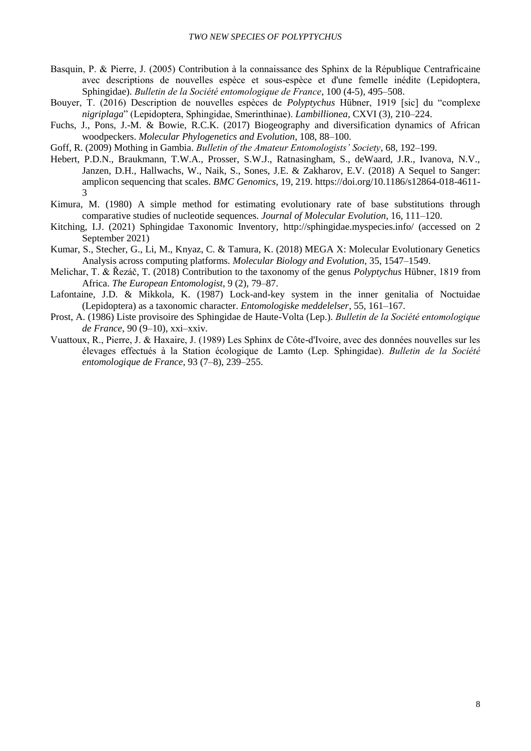Basquin, P. & Pierre, J. (2005) Contribution à la connaissance des Sphinx de la République Centrafricaine avec descriptions de nouvelles espèce et sous-espèce et d'une femelle inédite (Lepidoptera, Sphingidae). *Bulletin de la Société entomologique de France*, 100 (4-5), 495–508.

Bouyer, T. (2016) Description de nouvelles espèces de *Polyptychus* Hübner, 1919 [sic] du "complexe *nigriplaga*" (Lepidoptera, Sphingidae, Smerinthinae). *Lambillionea*, CXVI (3), 210–224.

Fuchs, J., Pons, J.-M. & Bowie, R.C.K. (2017) Biogeography and diversification dynamics of African woodpeckers. *Molecular Phylogenetics and Evolution*, 108, 88–100.

Goff, R. (2009) Mothing in Gambia. *Bulletin of the Amateur Entomologists' Society*, 68, 192–199.

Hebert, P.D.N., Braukmann, T.W.A., Prosser, S.W.J., Ratnasingham, S., deWaard, J.R., Ivanova, N.V., Janzen, D.H., Hallwachs, W., Naik, S., Sones, J.E. & Zakharov, E.V. (2018) A Sequel to Sanger: amplicon sequencing that scales. *BMC Genomics*, 19, 219. https://doi.org/10.1186/s12864-018-4611-3

Kimura, M. (1980) A simple method for estimating evolutionary rate of base substitutions through comparative studies of nucleotide sequences. *Journal of Molecular Evolution*, 16, 111–120.

Kitching, I.J. (2021) Sphingidae Taxonomic Inventory, http://sphingidae.myspecies.info/ (accessed on 2 September 2021)

Kumar, S., Stecher, G., Li, M., Knyaz, C. & Tamura, K. (2018) MEGA X: Molecular Evolutionary Genetics Analysis across computing platforms. *Molecular Biology and Evolution*, 35, 1547–1549.

Melichar, T. & Řezáč, T. (2018) Contribution to the taxonomy of the genus *Polyptychus* Hübner, 1819 from Africa. *The European Entomologist*, 9 (2), 79–87.

Lafontaine, J.D. & Mikkola, K. (1987) Lock-and-key system in the inner genitalia of Noctuidae (Lepidoptera) as a taxonomic character. *Entomologiske meddelelser*, 55, 161–167.

Prost, A. (1986) Liste provisoire des Sphingidae de Haute-Volta (Lep.). *Bulletin de la Société entomologique de France*, 90 (9–10), xxi–xxiv.

Vuattoux, R., Pierre, J. & Haxaire, J. (1989) Les Sphinx de Côte-d'Ivoire, avec des données nouvelles sur les élevages effectués à la Station écologique de Lamto (Lep. Sphingidae). *Bulletin de la Société entomologique de France*, 93 (7–8), 239–255.